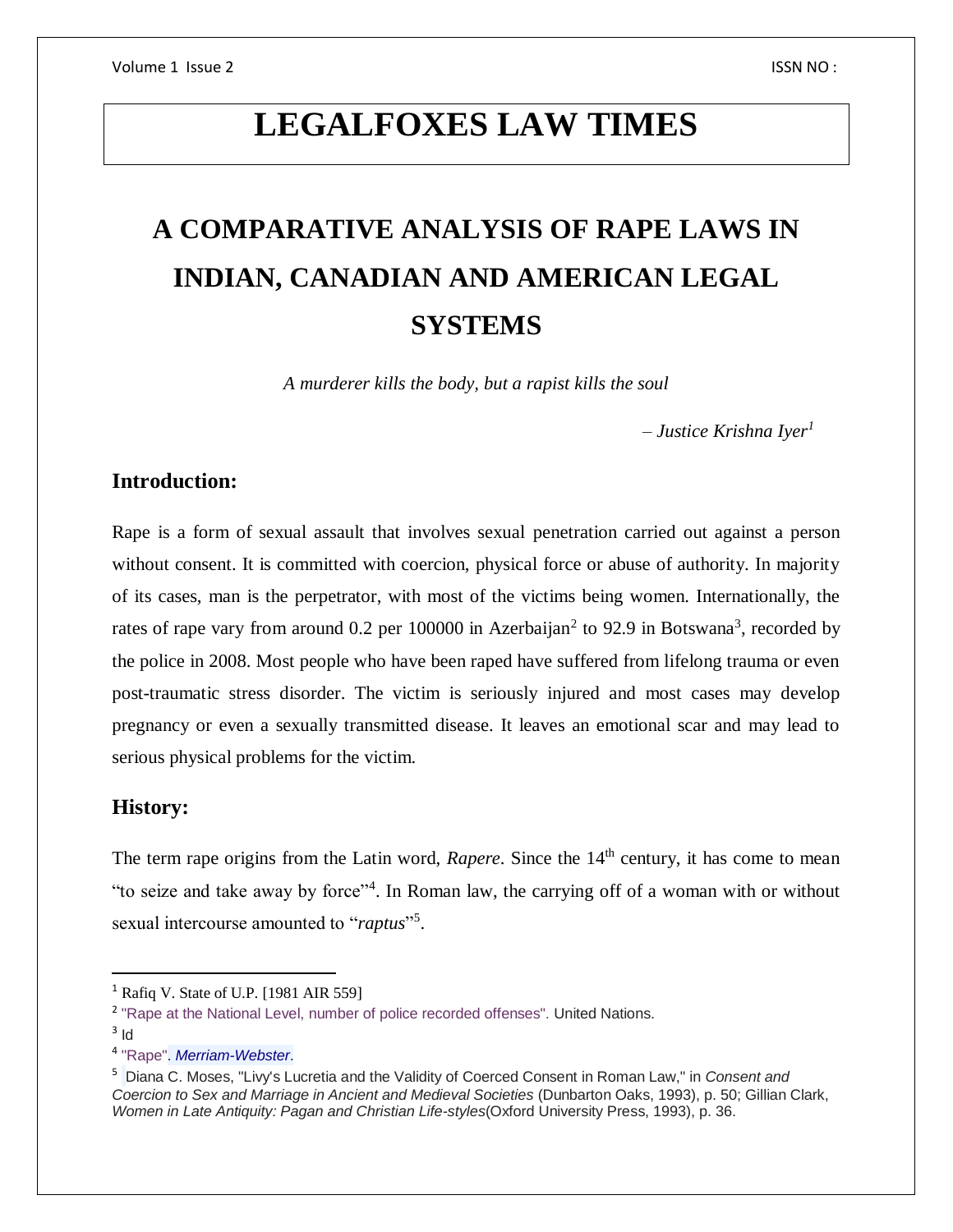# LEGALFOXES LAW TIMES

## A COMPARATIVE ANALYSIS OF RAPE LAWS IN INDIAN, CANADIAN AND AMERICAN LEGAL SYSTEMS

*A murderer kills the body, but a rapist kills the soul*

*– Justice Krishna Iyer*[1]

### Introduction:

Rape is a form of sexual assault that involves sexual penetration carried out against a person without consent. It is committed with coercion, physical force or abuse of authority. In majority of its cases, man is the perpetrator, with most of the victims being women. Internationally, the rates of rape vary from around 0.2 per 100000 in Azerbaijan[2] to 92.9 in Botswana[3], recorded by the police in 2008. Most people who have been raped have suffered from lifelong trauma or even post-traumatic stress disorder. The victim is seriously injured and most cases may develop pregnancy or even a sexually transmitted disease. It leaves an emotional scar and may lead to serious physical problems for the victim.

### History:

The term rape origins from the Latin word, *Rapere*. Since the 14th century, it has come to mean "to seize and take away by force"[4]. In Roman law, the carrying off of a woman with or without sexual intercourse amounted to "*raptus*"[5].

---

[1] Rafiq V. State of U.P. [1981 AIR 559]

[2] "Rape at the National Level, number of police recorded offenses". United Nations.

[3] Id

[4] "Rape". *Merriam-Webster*.

[5] Diana C. Moses, "Livy's Lucretia and the Validity of Coerced Consent in Roman Law," in *Consent and Coercion to Sex and Marriage in Ancient and Medieval Societies* (Dunbarton Oaks, 1993), p. 50; Gillian Clark, *Women in Late Antiquity: Pagan and Christian Life-styles*(Oxford University Press, 1993), p. 36.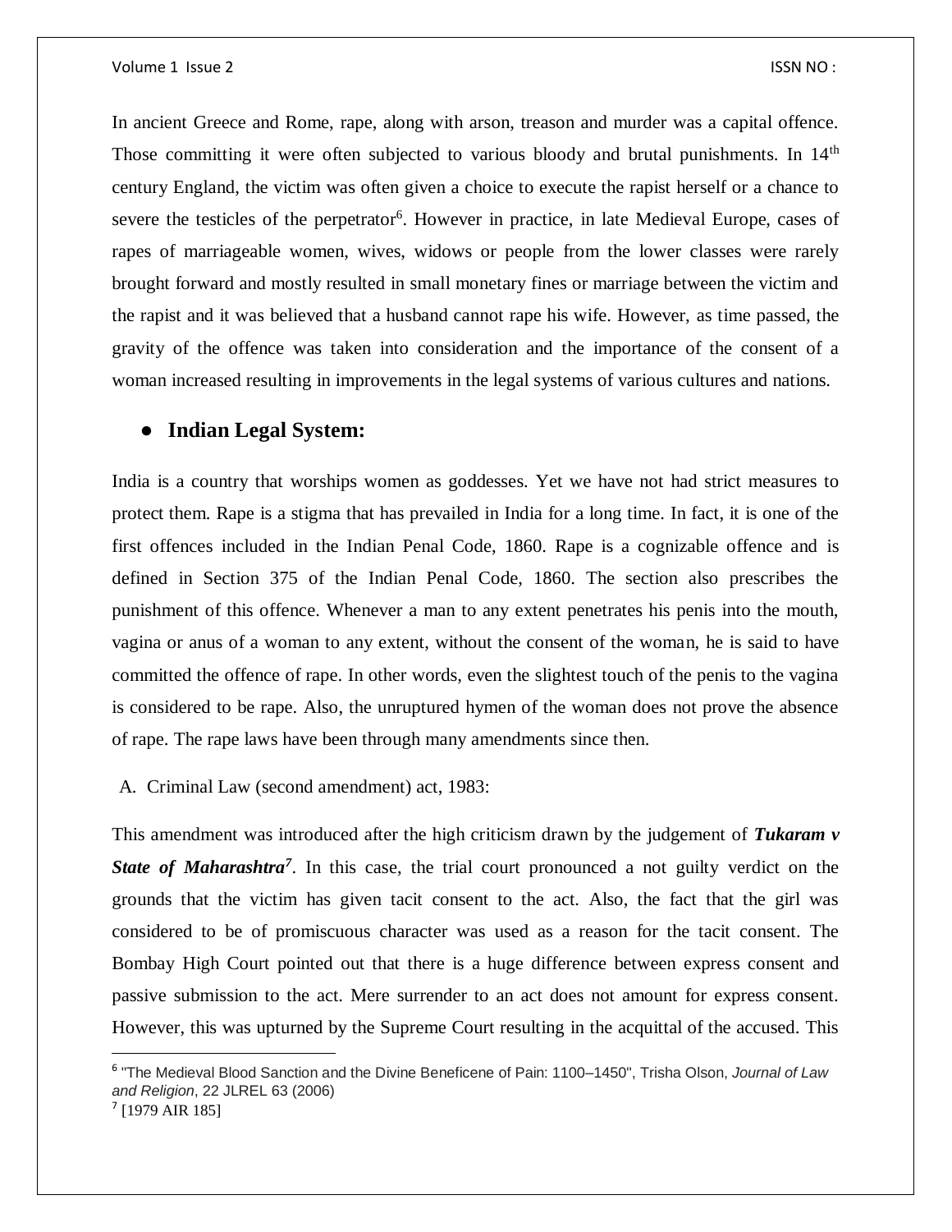In ancient Greece and Rome, rape, along with arson, treason and murder was a capital offence. Those committing it were often subjected to various bloody and brutal punishments. In 14th century England, the victim was often given a choice to execute the rapist herself or a chance to severe the testicles of the perpetrator[6]. However in practice, in late Medieval Europe, cases of rapes of marriageable women, wives, widows or people from the lower classes were rarely brought forward and mostly resulted in small monetary fines or marriage between the victim and the rapist and it was believed that a husband cannot rape his wife. However, as time passed, the gravity of the offence was taken into consideration and the importance of the consent of a woman increased resulting in improvements in the legal systems of various cultures and nations.

- **Indian Legal System:**

India is a country that worships women as goddesses. Yet we have not had strict measures to protect them. Rape is a stigma that has prevailed in India for a long time. In fact, it is one of the first offences included in the Indian Penal Code, 1860. Rape is a cognizable offence and is defined in Section 375 of the Indian Penal Code, 1860. The section also prescribes the punishment of this offence. Whenever a man to any extent penetrates his penis into the mouth, vagina or anus of a woman to any extent, without the consent of the woman, he is said to have committed the offence of rape. In other words, even the slightest touch of the penis to the vagina is considered to be rape. Also, the unruptured hymen of the woman does not prove the absence of rape. The rape laws have been through many amendments since then.

A. Criminal Law (second amendment) act, 1983:

This amendment was introduced after the high criticism drawn by the judgement of ***Tukaram v State of Maharashtra***[7]. In this case, the trial court pronounced a not guilty verdict on the grounds that the victim has given tacit consent to the act. Also, the fact that the girl was considered to be of promiscuous character was used as a reason for the tacit consent. The Bombay High Court pointed out that there is a huge difference between express consent and passive submission to the act. Mere surrender to an act does not amount for express consent. However, this was upturned by the Supreme Court resulting in the acquittal of the accused. This

---

[6] "The Medieval Blood Sanction and the Divine Beneficene of Pain: 1100–1450", Trisha Olson, *Journal of Law and Religion*, 22 JLREL 63 (2006)

[7] [1979 AIR 185]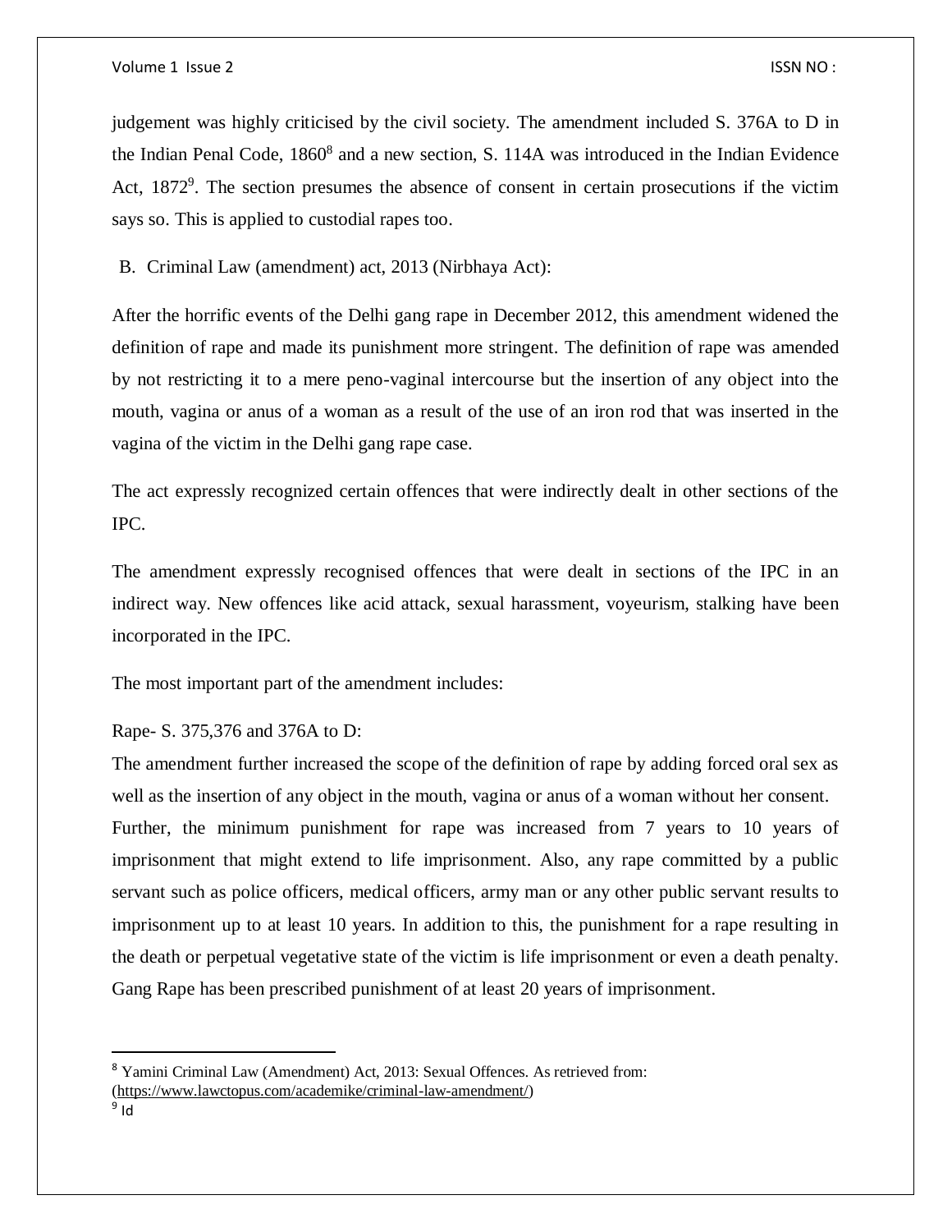judgement was highly criticised by the civil society. The amendment included S. 376A to D in the Indian Penal Code, 1860[8] and a new section, S. 114A was introduced in the Indian Evidence Act, 1872[9]. The section presumes the absence of consent in certain prosecutions if the victim says so. This is applied to custodial rapes too.

B. Criminal Law (amendment) act, 2013 (Nirbhaya Act):

After the horrific events of the Delhi gang rape in December 2012, this amendment widened the definition of rape and made its punishment more stringent. The definition of rape was amended by not restricting it to a mere peno-vaginal intercourse but the insertion of any object into the mouth, vagina or anus of a woman as a result of the use of an iron rod that was inserted in the vagina of the victim in the Delhi gang rape case.

The act expressly recognized certain offences that were indirectly dealt in other sections of the IPC.

The amendment expressly recognised offences that were dealt in sections of the IPC in an indirect way. New offences like acid attack, sexual harassment, voyeurism, stalking have been incorporated in the IPC.

The most important part of the amendment includes:

Rape- S. 375,376 and 376A to D:

The amendment further increased the scope of the definition of rape by adding forced oral sex as well as the insertion of any object in the mouth, vagina or anus of a woman without her consent. Further, the minimum punishment for rape was increased from 7 years to 10 years of imprisonment that might extend to life imprisonment. Also, any rape committed by a public servant such as police officers, medical officers, army man or any other public servant results to imprisonment up to at least 10 years. In addition to this, the punishment for a rape resulting in the death or perpetual vegetative state of the victim is life imprisonment or even a death penalty. Gang Rape has been prescribed punishment of at least 20 years of imprisonment.

---

[8] Yamini Criminal Law (Amendment) Act, 2013: Sexual Offences. As retrieved from: (https://www.lawctopus.com/academike/criminal-law-amendment/)

[9] Id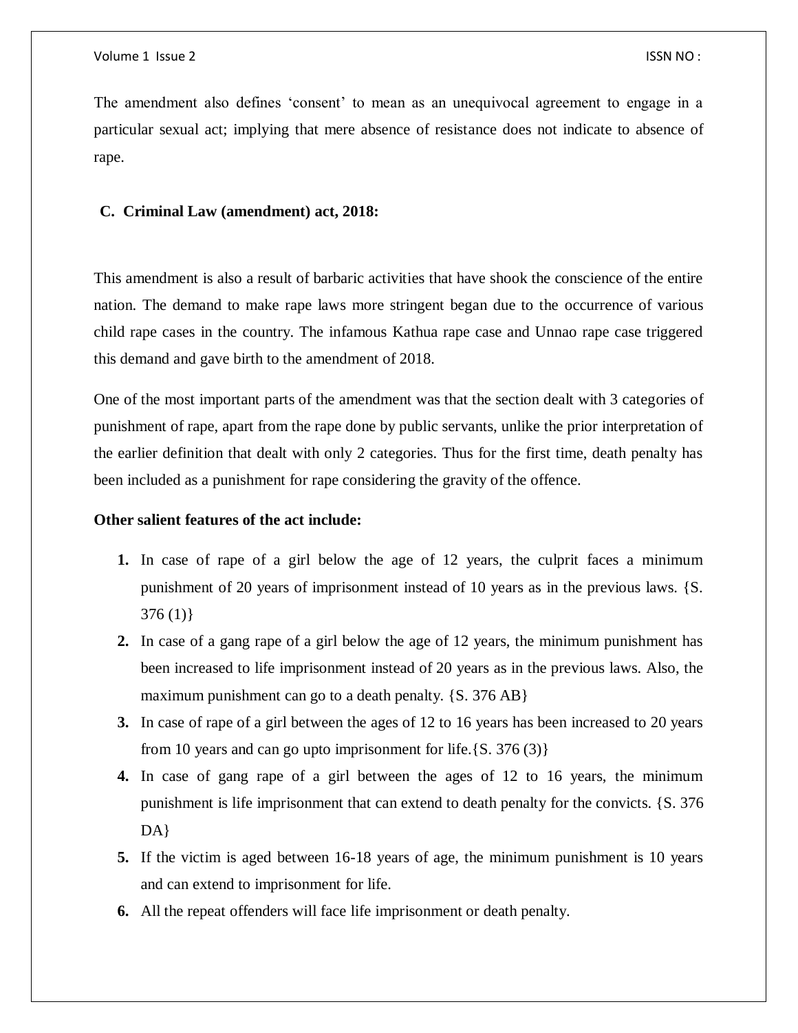The amendment also defines 'consent' to mean as an unequivocal agreement to engage in a particular sexual act; implying that mere absence of resistance does not indicate to absence of rape.

### C. Criminal Law (amendment) act, 2018:

This amendment is also a result of barbaric activities that have shook the conscience of the entire nation. The demand to make rape laws more stringent began due to the occurrence of various child rape cases in the country. The infamous Kathua rape case and Unnao rape case triggered this demand and gave birth to the amendment of 2018.

One of the most important parts of the amendment was that the section dealt with 3 categories of punishment of rape, apart from the rape done by public servants, unlike the prior interpretation of the earlier definition that dealt with only 2 categories. Thus for the first time, death penalty has been included as a punishment for rape considering the gravity of the offence.

**Other salient features of the act include:**

1. In case of rape of a girl below the age of 12 years, the culprit faces a minimum punishment of 20 years of imprisonment instead of 10 years as in the previous laws. {S. 376 (1)}
2. In case of a gang rape of a girl below the age of 12 years, the minimum punishment has been increased to life imprisonment instead of 20 years as in the previous laws. Also, the maximum punishment can go to a death penalty. {S. 376 AB}
3. In case of rape of a girl between the ages of 12 to 16 years has been increased to 20 years from 10 years and can go upto imprisonment for life.{S. 376 (3)}
4. In case of gang rape of a girl between the ages of 12 to 16 years, the minimum punishment is life imprisonment that can extend to death penalty for the convicts. {S. 376 DA}
5. If the victim is aged between 16-18 years of age, the minimum punishment is 10 years and can extend to imprisonment for life.
6. All the repeat offenders will face life imprisonment or death penalty.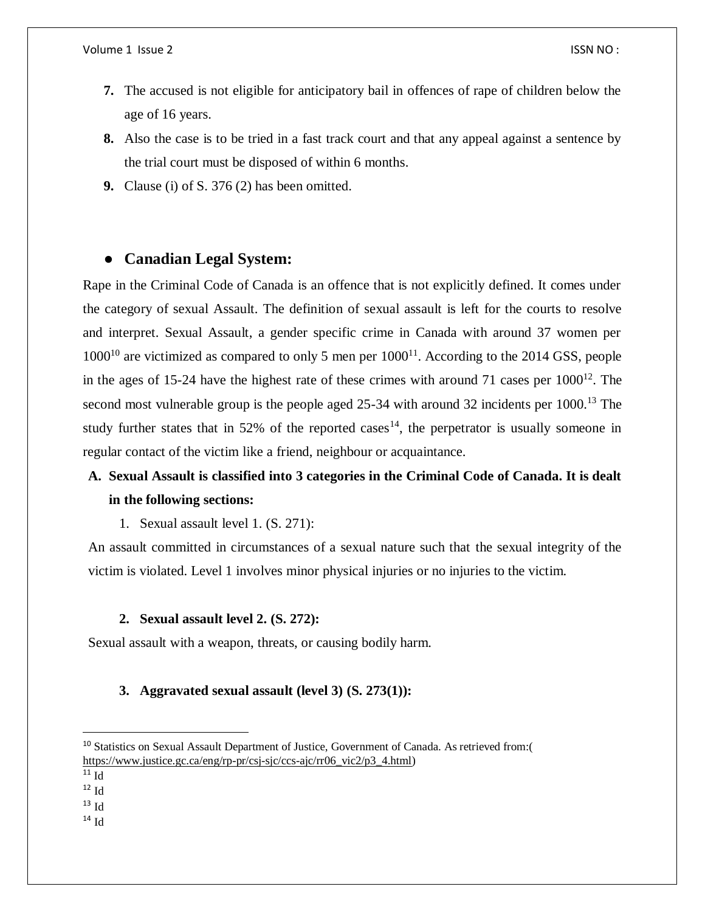7. The accused is not eligible for anticipatory bail in offences of rape of children below the age of 16 years.
8. Also the case is to be tried in a fast track court and that any appeal against a sentence by the trial court must be disposed of within 6 months.
9. Clause (i) of S. 376 (2) has been omitted.

- **Canadian Legal System:**

Rape in the Criminal Code of Canada is an offence that is not explicitly defined. It comes under the category of sexual Assault. The definition of sexual assault is left for the courts to resolve and interpret. Sexual Assault, a gender specific crime in Canada with around 37 women per 1000[10] are victimized as compared to only 5 men per 1000[11]. According to the 2014 GSS, people in the ages of 15-24 have the highest rate of these crimes with around 71 cases per 1000[12]. The second most vulnerable group is the people aged 25-34 with around 32 incidents per 1000.[13] The study further states that in 52% of the reported cases[14], the perpetrator is usually someone in regular contact of the victim like a friend, neighbour or acquaintance.

**A. Sexual Assault is classified into 3 categories in the Criminal Code of Canada. It is dealt in the following sections:**

1. Sexual assault level 1. (S. 271):

An assault committed in circumstances of a sexual nature such that the sexual integrity of the victim is violated. Level 1 involves minor physical injuries or no injuries to the victim.

2. **Sexual assault level 2. (S. 272):**

Sexual assault with a weapon, threats, or causing bodily harm.

3. **Aggravated sexual assault (level 3) (S. 273(1)):**

---

[10] Statistics on Sexual Assault Department of Justice, Government of Canada. As retrieved from:( https://www.justice.gc.ca/eng/rp-pr/csj-sjc/ccs-ajc/rr06_vic2/p3_4.html)

[11] Id

[12] Id

[13] Id

[14] Id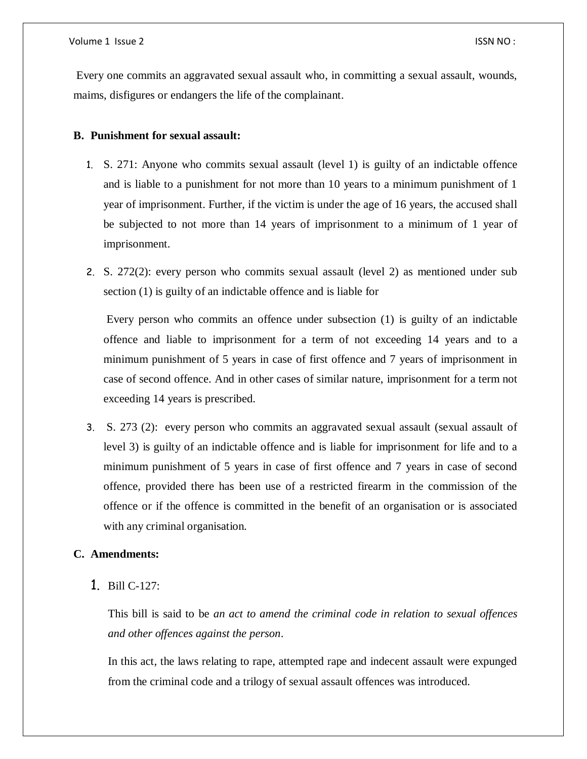Every one commits an aggravated sexual assault who, in committing a sexual assault, wounds, maims, disfigures or endangers the life of the complainant.

### B. Punishment for sexual assault:

1. S. 271: Anyone who commits sexual assault (level 1) is guilty of an indictable offence and is liable to a punishment for not more than 10 years to a minimum punishment of 1 year of imprisonment. Further, if the victim is under the age of 16 years, the accused shall be subjected to not more than 14 years of imprisonment to a minimum of 1 year of imprisonment.

2. S. 272(2): every person who commits sexual assault (level 2) as mentioned under sub section (1) is guilty of an indictable offence and is liable for

   Every person who commits an offence under subsection (1) is guilty of an indictable offence and liable to imprisonment for a term of not exceeding 14 years and to a minimum punishment of 5 years in case of first offence and 7 years of imprisonment in case of second offence. And in other cases of similar nature, imprisonment for a term not exceeding 14 years is prescribed.

3. S. 273 (2): every person who commits an aggravated sexual assault (sexual assault of level 3) is guilty of an indictable offence and is liable for imprisonment for life and to a minimum punishment of 5 years in case of first offence and 7 years in case of second offence, provided there has been use of a restricted firearm in the commission of the offence or if the offence is committed in the benefit of an organisation or is associated with any criminal organisation.

### C. Amendments:

1. Bill C-127:

   This bill is said to be *an act to amend the criminal code in relation to sexual offences and other offences against the person*.

   In this act, the laws relating to rape, attempted rape and indecent assault were expunged from the criminal code and a trilogy of sexual assault offences was introduced.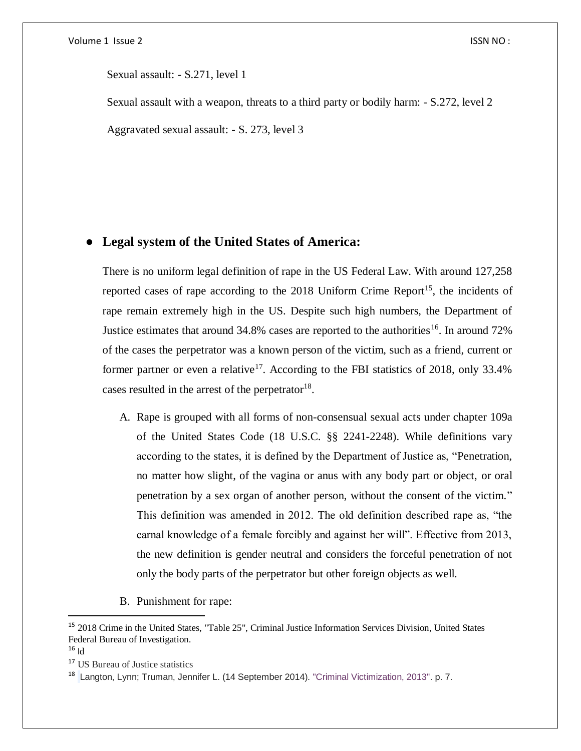Sexual assault: - S.271, level 1

Sexual assault with a weapon, threats to a third party or bodily harm: - S.272, level 2

Aggravated sexual assault: - S. 273, level 3

- **Legal system of the United States of America:**

There is no uniform legal definition of rape in the US Federal Law. With around 127,258 reported cases of rape according to the 2018 Uniform Crime Report[15], the incidents of rape remain extremely high in the US. Despite such high numbers, the Department of Justice estimates that around 34.8% cases are reported to the authorities[16]. In around 72% of the cases the perpetrator was a known person of the victim, such as a friend, current or former partner or even a relative[17]. According to the FBI statistics of 2018, only 33.4% cases resulted in the arrest of the perpetrator[18].

A. Rape is grouped with all forms of non-consensual sexual acts under chapter 109a of the United States Code (18 U.S.C. §§ 2241-2248). While definitions vary according to the states, it is defined by the Department of Justice as, "Penetration, no matter how slight, of the vagina or anus with any body part or object, or oral penetration by a sex organ of another person, without the consent of the victim." This definition was amended in 2012. The old definition described rape as, "the carnal knowledge of a female forcibly and against her will". Effective from 2013, the new definition is gender neutral and considers the forceful penetration of not only the body parts of the perpetrator but other foreign objects as well.

B. Punishment for rape:

---

[15] 2018 Crime in the United States, "Table 25", Criminal Justice Information Services Division, United States Federal Bureau of Investigation.

[16] Id

[17] US Bureau of Justice statistics

[18] Langton, Lynn; Truman, Jennifer L. (14 September 2014). "Criminal Victimization, 2013". p. 7.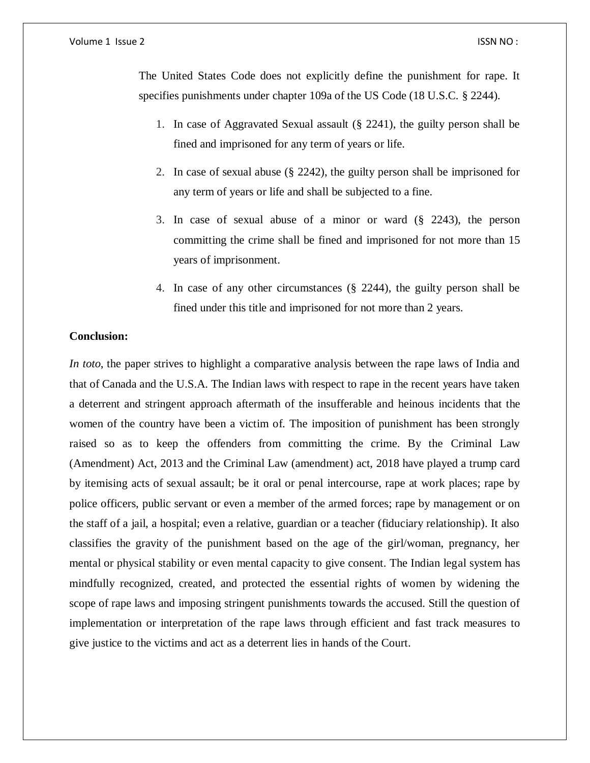The United States Code does not explicitly define the punishment for rape. It specifies punishments under chapter 109a of the US Code (18 U.S.C. § 2244).

1. In case of Aggravated Sexual assault (§ 2241), the guilty person shall be fined and imprisoned for any term of years or life.
2. In case of sexual abuse (§ 2242), the guilty person shall be imprisoned for any term of years or life and shall be subjected to a fine.
3. In case of sexual abuse of a minor or ward (§ 2243), the person committing the crime shall be fined and imprisoned for not more than 15 years of imprisonment.
4. In case of any other circumstances (§ 2244), the guilty person shall be fined under this title and imprisoned for not more than 2 years.

**Conclusion:**

*In toto*, the paper strives to highlight a comparative analysis between the rape laws of India and that of Canada and the U.S.A. The Indian laws with respect to rape in the recent years have taken a deterrent and stringent approach aftermath of the insufferable and heinous incidents that the women of the country have been a victim of. The imposition of punishment has been strongly raised so as to keep the offenders from committing the crime. By the Criminal Law (Amendment) Act, 2013 and the Criminal Law (amendment) act, 2018 have played a trump card by itemising acts of sexual assault; be it oral or penal intercourse, rape at work places; rape by police officers, public servant or even a member of the armed forces; rape by management or on the staff of a jail, a hospital; even a relative, guardian or a teacher (fiduciary relationship). It also classifies the gravity of the punishment based on the age of the girl/woman, pregnancy, her mental or physical stability or even mental capacity to give consent. The Indian legal system has mindfully recognized, created, and protected the essential rights of women by widening the scope of rape laws and imposing stringent punishments towards the accused. Still the question of implementation or interpretation of the rape laws through efficient and fast track measures to give justice to the victims and act as a deterrent lies in hands of the Court.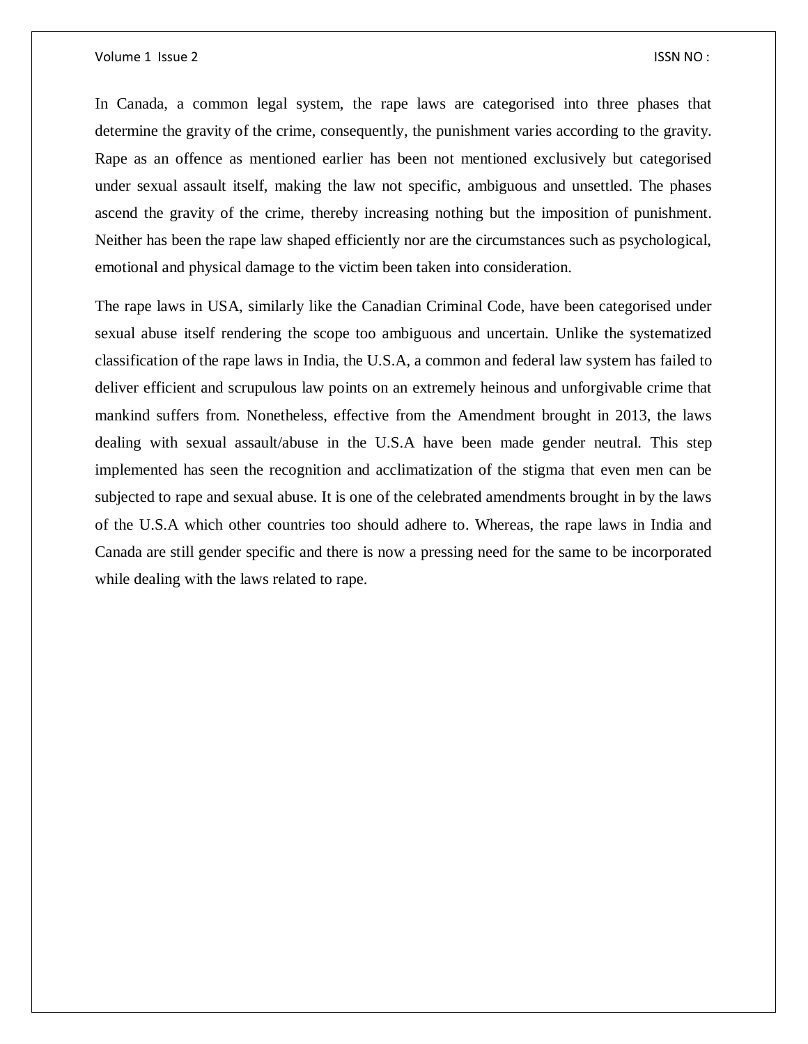In Canada, a common legal system, the rape laws are categorised into three phases that determine the gravity of the crime, consequently, the punishment varies according to the gravity. Rape as an offence as mentioned earlier has been not mentioned exclusively but categorised under sexual assault itself, making the law not specific, ambiguous and unsettled. The phases ascend the gravity of the crime, thereby increasing nothing but the imposition of punishment. Neither has been the rape law shaped efficiently nor are the circumstances such as psychological, emotional and physical damage to the victim been taken into consideration.

The rape laws in USA, similarly like the Canadian Criminal Code, have been categorised under sexual abuse itself rendering the scope too ambiguous and uncertain. Unlike the systematized classification of the rape laws in India, the U.S.A, a common and federal law system has failed to deliver efficient and scrupulous law points on an extremely heinous and unforgivable crime that mankind suffers from. Nonetheless, effective from the Amendment brought in 2013, the laws dealing with sexual assault/abuse in the U.S.A have been made gender neutral. This step implemented has seen the recognition and acclimatization of the stigma that even men can be subjected to rape and sexual abuse. It is one of the celebrated amendments brought in by the laws of the U.S.A which other countries too should adhere to. Whereas, the rape laws in India and Canada are still gender specific and there is now a pressing need for the same to be incorporated while dealing with the laws related to rape.